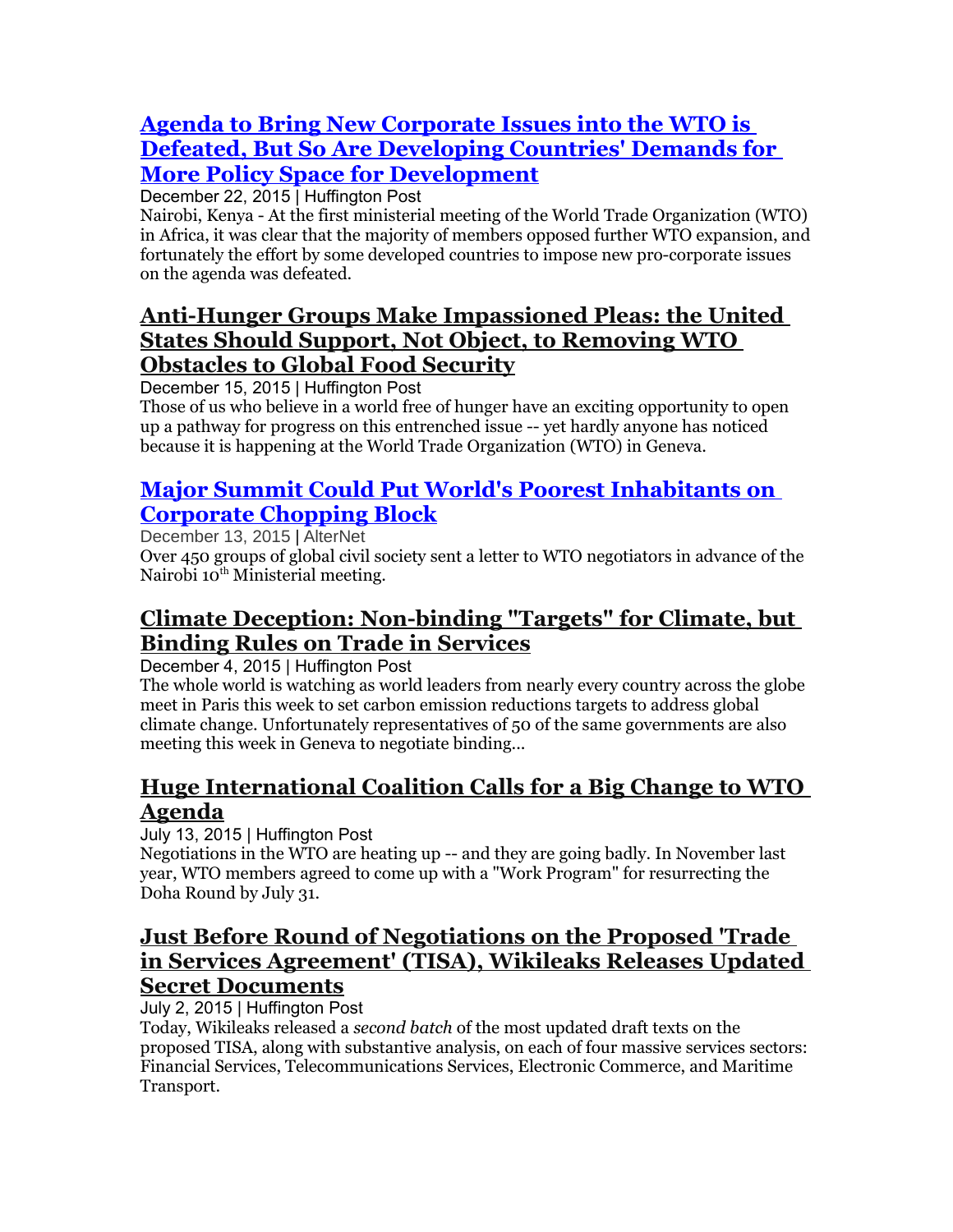## [Agenda to Bring New Corporate Issues into the WTO is Defeated, But So Are Developing Countries' Demands for More Policy Space for Development]

December 22, 2015 | Huffington Post

Nairobi, Kenya - At the first ministerial meeting of the World Trade Organization (WTO) in Africa, it was clear that the majority of members opposed further WTO expansion, and fortunately the effort by some developed countries to impose new pro-corporate issues on the agenda was defeated.

## Anti-Hunger Groups Make Impassioned Pleas: the United States Should Support, Not Object, to Removing WTO Obstacles to Global Food Security

December 15, 2015 | Huffington Post

Those of us who believe in a world free of hunger have an exciting opportunity to open up a pathway for progress on this entrenched issue -- yet hardly anyone has noticed because it is happening at the World Trade Organization (WTO) in Geneva.

## Major Summit Could Put World's Poorest Inhabitants on Corporate Chopping Block

December 13, 2015 | AlterNet

Over 450 groups of global civil society sent a letter to WTO negotiators in advance of the Nairobi 10th Ministerial meeting.

## Climate Deception: Non-binding "Targets" for Climate, but Binding Rules on Trade in Services

December 4, 2015 | Huffington Post

The whole world is watching as world leaders from nearly every country across the globe meet in Paris this week to set carbon emission reductions targets to address global climate change. Unfortunately representatives of 50 of the same governments are also meeting this week in Geneva to negotiate binding...

## Huge International Coalition Calls for a Big Change to WTO Agenda

July 13, 2015 | Huffington Post

Negotiations in the WTO are heating up -- and they are going badly. In November last year, WTO members agreed to come up with a "Work Program" for resurrecting the Doha Round by July 31.

## Just Before Round of Negotiations on the Proposed 'Trade in Services Agreement' (TISA), Wikileaks Releases Updated Secret Documents

July 2, 2015 | Huffington Post

Today, Wikileaks released a *second batch* of the most updated draft texts on the proposed TISA, along with substantive analysis, on each of four massive services sectors: Financial Services, Telecommunications Services, Electronic Commerce, and Maritime Transport.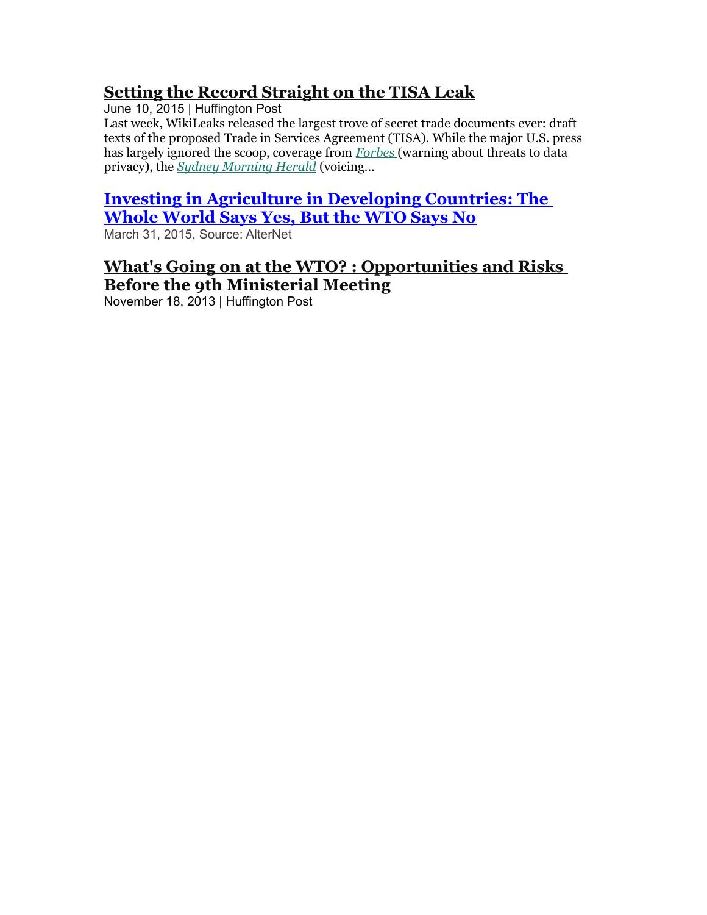## Setting the Record Straight on the TISA Leak

June 10, 2015 | Huffington Post

Last week, WikiLeaks released the largest trove of secret trade documents ever: draft texts of the proposed Trade in Services Agreement (TISA). While the major U.S. press has largely ignored the scoop, coverage from *Forbes* (warning about threats to data privacy), the *Sydney Morning Herald* (voicing...

## Investing in Agriculture in Developing Countries: The Whole World Says Yes, But the WTO Says No

March 31, 2015, Source: AlterNet

## What's Going on at the WTO? : Opportunities and Risks Before the 9th Ministerial Meeting

November 18, 2013 | Huffington Post